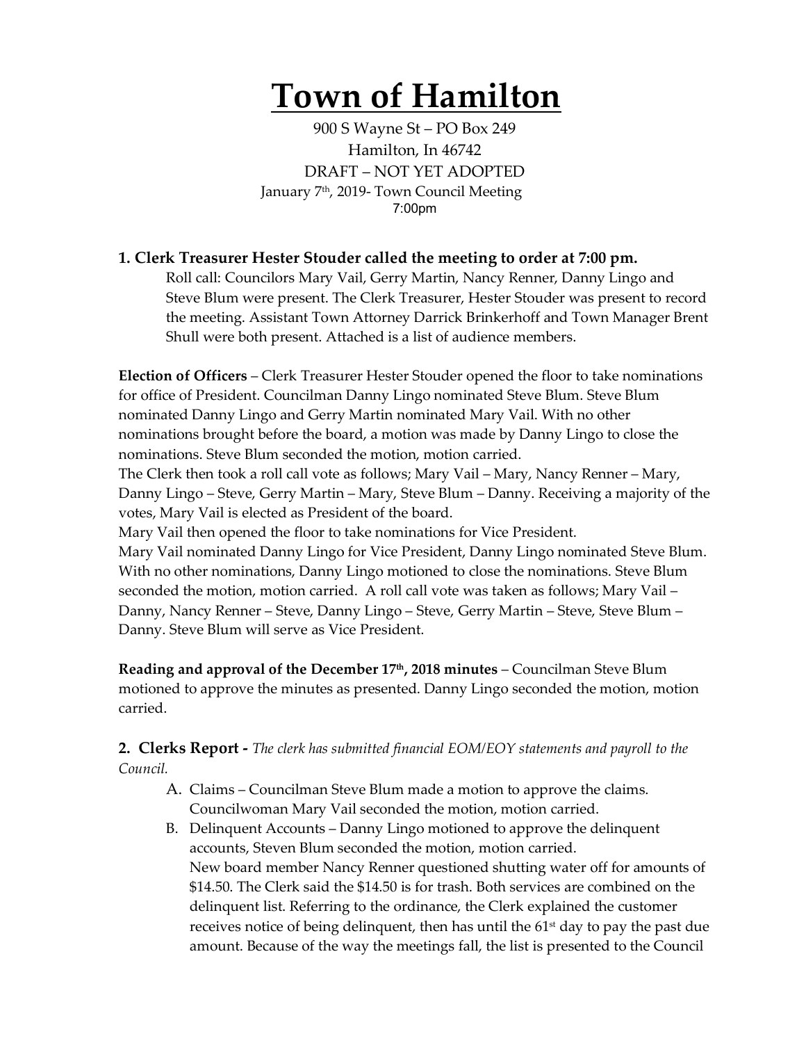# Town of Hamilton

900 S Wayne St – PO Box 249
Hamilton, In 46742
DRAFT – NOT YET ADOPTED
January 7th, 2019- Town Council Meeting
7:00pm

**1. Clerk Treasurer Hester Stouder called the meeting to order at 7:00 pm.**

Roll call: Councilors Mary Vail, Gerry Martin, Nancy Renner, Danny Lingo and Steve Blum were present. The Clerk Treasurer, Hester Stouder was present to record the meeting. Assistant Town Attorney Darrick Brinkerhoff and Town Manager Brent Shull were both present. Attached is a list of audience members.

**Election of Officers** – Clerk Treasurer Hester Stouder opened the floor to take nominations for office of President. Councilman Danny Lingo nominated Steve Blum. Steve Blum nominated Danny Lingo and Gerry Martin nominated Mary Vail. With no other nominations brought before the board, a motion was made by Danny Lingo to close the nominations. Steve Blum seconded the motion, motion carried.

The Clerk then took a roll call vote as follows; Mary Vail – Mary, Nancy Renner – Mary, Danny Lingo – Steve, Gerry Martin – Mary, Steve Blum – Danny. Receiving a majority of the votes, Mary Vail is elected as President of the board.

Mary Vail then opened the floor to take nominations for Vice President.

Mary Vail nominated Danny Lingo for Vice President, Danny Lingo nominated Steve Blum. With no other nominations, Danny Lingo motioned to close the nominations. Steve Blum seconded the motion, motion carried. A roll call vote was taken as follows; Mary Vail – Danny, Nancy Renner – Steve, Danny Lingo – Steve, Gerry Martin – Steve, Steve Blum – Danny. Steve Blum will serve as Vice President.

**Reading and approval of the December 17th, 2018 minutes** – Councilman Steve Blum motioned to approve the minutes as presented. Danny Lingo seconded the motion, motion carried.

**2. Clerks Report -** *The clerk has submitted financial EOM/EOY statements and payroll to the Council.*

A. Claims – Councilman Steve Blum made a motion to approve the claims. Councilwoman Mary Vail seconded the motion, motion carried.

B. Delinquent Accounts – Danny Lingo motioned to approve the delinquent accounts, Steven Blum seconded the motion, motion carried.
New board member Nancy Renner questioned shutting water off for amounts of $14.50. The Clerk said the $14.50 is for trash. Both services are combined on the delinquent list. Referring to the ordinance, the Clerk explained the customer receives notice of being delinquent, then has until the 61st day to pay the past due amount. Because of the way the meetings fall, the list is presented to the Council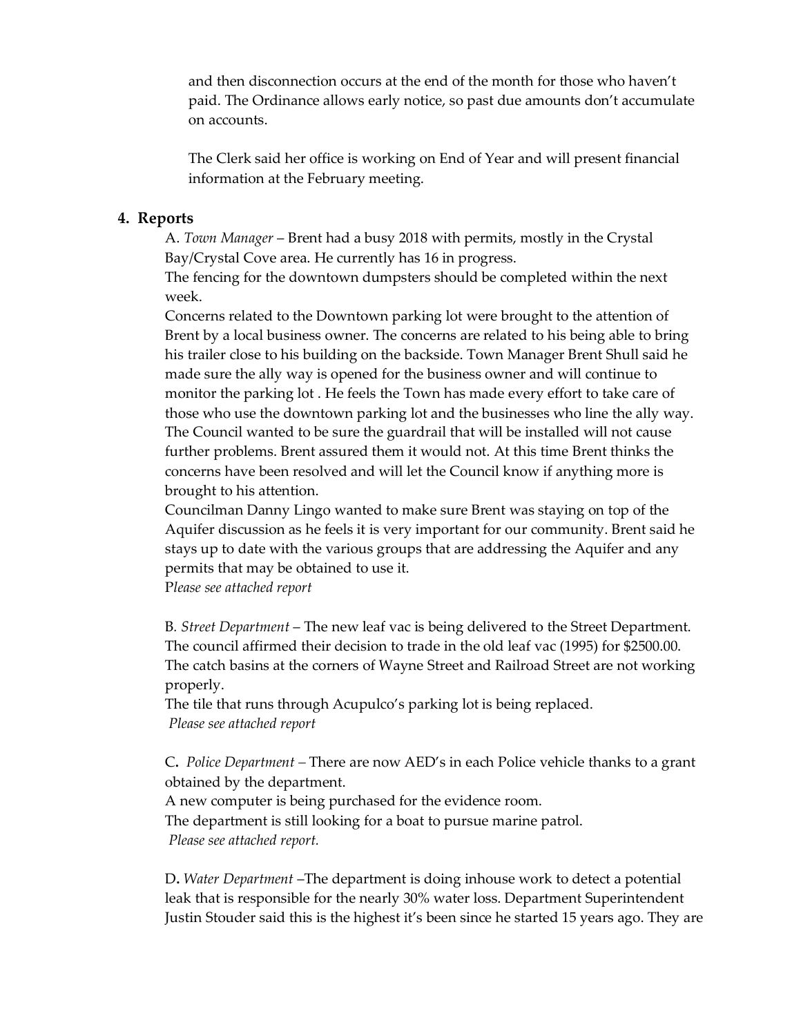and then disconnection occurs at the end of the month for those who haven't paid. The Ordinance allows early notice, so past due amounts don't accumulate on accounts.

The Clerk said her office is working on End of Year and will present financial information at the February meeting.

## 4. Reports

A. *Town Manager* – Brent had a busy 2018 with permits, mostly in the Crystal Bay/Crystal Cove area. He currently has 16 in progress.
The fencing for the downtown dumpsters should be completed within the next week.
Concerns related to the Downtown parking lot were brought to the attention of Brent by a local business owner. The concerns are related to his being able to bring his trailer close to his building on the backside. Town Manager Brent Shull said he made sure the ally way is opened for the business owner and will continue to monitor the parking lot . He feels the Town has made every effort to take care of those who use the downtown parking lot and the businesses who line the ally way. The Council wanted to be sure the guardrail that will be installed will not cause further problems. Brent assured them it would not. At this time Brent thinks the concerns have been resolved and will let the Council know if anything more is brought to his attention.
Councilman Danny Lingo wanted to make sure Brent was staying on top of the Aquifer discussion as he feels it is very important for our community. Brent said he stays up to date with the various groups that are addressing the Aquifer and any permits that may be obtained to use it.
*Please see attached report*

B. *Street Department* – The new leaf vac is being delivered to the Street Department. The council affirmed their decision to trade in the old leaf vac (1995) for $2500.00.
The catch basins at the corners of Wayne Street and Railroad Street are not working properly.
The tile that runs through Acupulco's parking lot is being replaced.
*Please see attached report*

C. *Police Department* – There are now AED's in each Police vehicle thanks to a grant obtained by the department.
A new computer is being purchased for the evidence room.
The department is still looking for a boat to pursue marine patrol.
*Please see attached report.*

D. *Water Department* –The department is doing inhouse work to detect a potential leak that is responsible for the nearly 30% water loss. Department Superintendent Justin Stouder said this is the highest it's been since he started 15 years ago. They are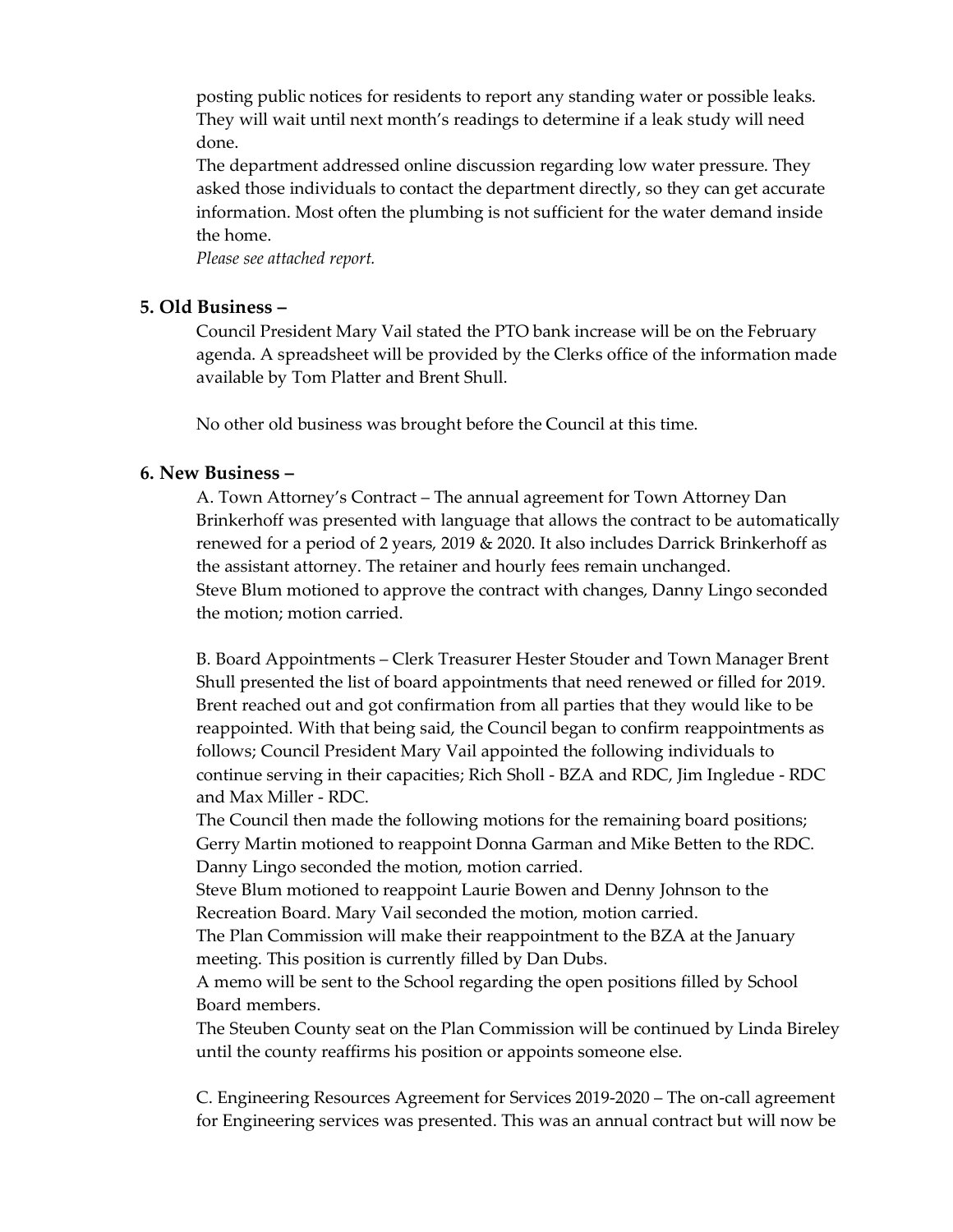posting public notices for residents to report any standing water or possible leaks. They will wait until next month's readings to determine if a leak study will need done.

The department addressed online discussion regarding low water pressure. They asked those individuals to contact the department directly, so they can get accurate information. Most often the plumbing is not sufficient for the water demand inside the home.

*Please see attached report.*

### 5. Old Business –

Council President Mary Vail stated the PTO bank increase will be on the February agenda. A spreadsheet will be provided by the Clerks office of the information made available by Tom Platter and Brent Shull.

No other old business was brought before the Council at this time.

### 6. New Business –

A. Town Attorney's Contract – The annual agreement for Town Attorney Dan Brinkerhoff was presented with language that allows the contract to be automatically renewed for a period of 2 years, 2019 & 2020. It also includes Darrick Brinkerhoff as the assistant attorney. The retainer and hourly fees remain unchanged.
Steve Blum motioned to approve the contract with changes, Danny Lingo seconded the motion; motion carried.

B. Board Appointments – Clerk Treasurer Hester Stouder and Town Manager Brent Shull presented the list of board appointments that need renewed or filled for 2019. Brent reached out and got confirmation from all parties that they would like to be reappointed. With that being said, the Council began to confirm reappointments as follows; Council President Mary Vail appointed the following individuals to continue serving in their capacities; Rich Sholl - BZA and RDC, Jim Ingledue - RDC and Max Miller - RDC.
The Council then made the following motions for the remaining board positions; Gerry Martin motioned to reappoint Donna Garman and Mike Betten to the RDC. Danny Lingo seconded the motion, motion carried.
Steve Blum motioned to reappoint Laurie Bowen and Denny Johnson to the Recreation Board. Mary Vail seconded the motion, motion carried.
The Plan Commission will make their reappointment to the BZA at the January meeting. This position is currently filled by Dan Dubs.
A memo will be sent to the School regarding the open positions filled by School Board members.
The Steuben County seat on the Plan Commission will be continued by Linda Bireley until the county reaffirms his position or appoints someone else.

C. Engineering Resources Agreement for Services 2019-2020 – The on-call agreement for Engineering services was presented. This was an annual contract but will now be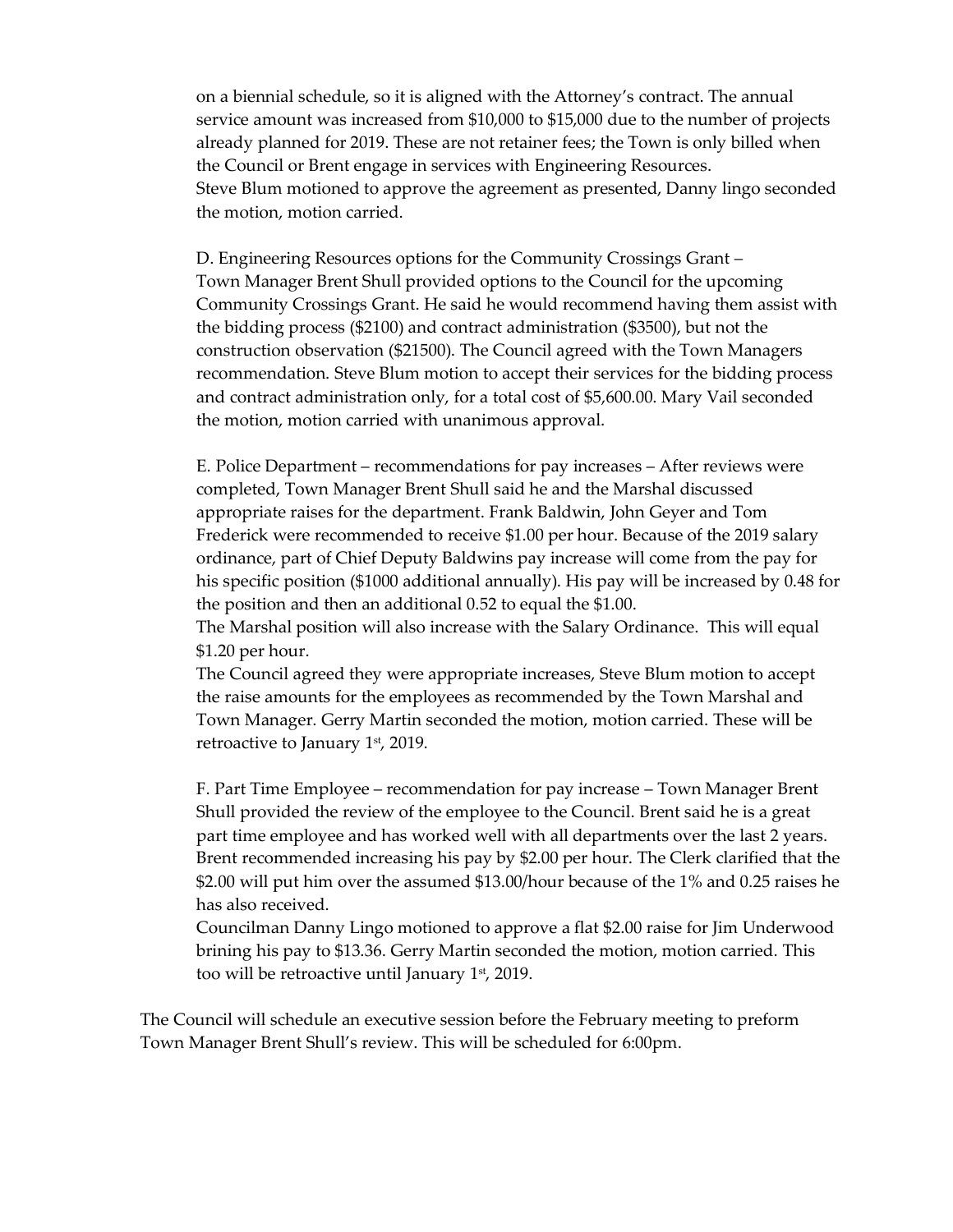on a biennial schedule, so it is aligned with the Attorney's contract. The annual service amount was increased from $10,000 to $15,000 due to the number of projects already planned for 2019. These are not retainer fees; the Town is only billed when the Council or Brent engage in services with Engineering Resources.
Steve Blum motioned to approve the agreement as presented, Danny lingo seconded the motion, motion carried.

D. Engineering Resources options for the Community Crossings Grant – Town Manager Brent Shull provided options to the Council for the upcoming Community Crossings Grant. He said he would recommend having them assist with the bidding process ($2100) and contract administration ($3500), but not the construction observation ($21500). The Council agreed with the Town Managers recommendation. Steve Blum motion to accept their services for the bidding process and contract administration only, for a total cost of $5,600.00. Mary Vail seconded the motion, motion carried with unanimous approval.

E. Police Department – recommendations for pay increases – After reviews were completed, Town Manager Brent Shull said he and the Marshal discussed appropriate raises for the department. Frank Baldwin, John Geyer and Tom Frederick were recommended to receive $1.00 per hour. Because of the 2019 salary ordinance, part of Chief Deputy Baldwins pay increase will come from the pay for his specific position ($1000 additional annually). His pay will be increased by 0.48 for the position and then an additional 0.52 to equal the $1.00.
The Marshal position will also increase with the Salary Ordinance. This will equal $1.20 per hour.
The Council agreed they were appropriate increases, Steve Blum motion to accept the raise amounts for the employees as recommended by the Town Marshal and Town Manager. Gerry Martin seconded the motion, motion carried. These will be retroactive to January 1st, 2019.

F. Part Time Employee – recommendation for pay increase – Town Manager Brent Shull provided the review of the employee to the Council. Brent said he is a great part time employee and has worked well with all departments over the last 2 years. Brent recommended increasing his pay by $2.00 per hour. The Clerk clarified that the $2.00 will put him over the assumed $13.00/hour because of the 1% and 0.25 raises he has also received.
Councilman Danny Lingo motioned to approve a flat $2.00 raise for Jim Underwood brining his pay to $13.36. Gerry Martin seconded the motion, motion carried. This too will be retroactive until January 1st, 2019.

The Council will schedule an executive session before the February meeting to preform Town Manager Brent Shull's review. This will be scheduled for 6:00pm.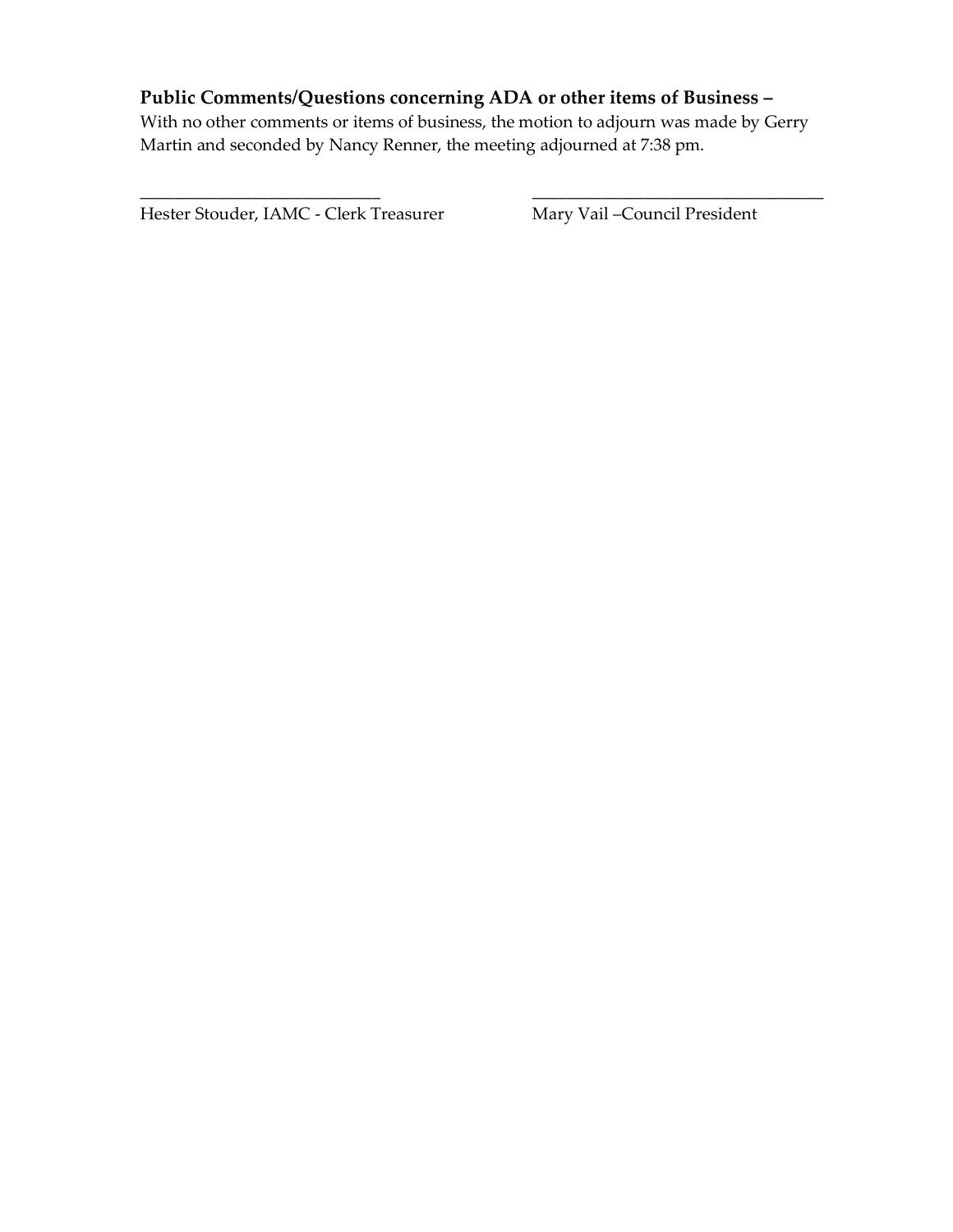**Public Comments/Questions concerning ADA or other items of Business –**

With no other comments or items of business, the motion to adjourn was made by Gerry Martin and seconded by Nancy Renner, the meeting adjourned at 7:38 pm.

| | |
|---|---|
| _____________________________ | ___________________________________ |
| Hester Stouder, IAMC - Clerk Treasurer | Mary Vail –Council President |